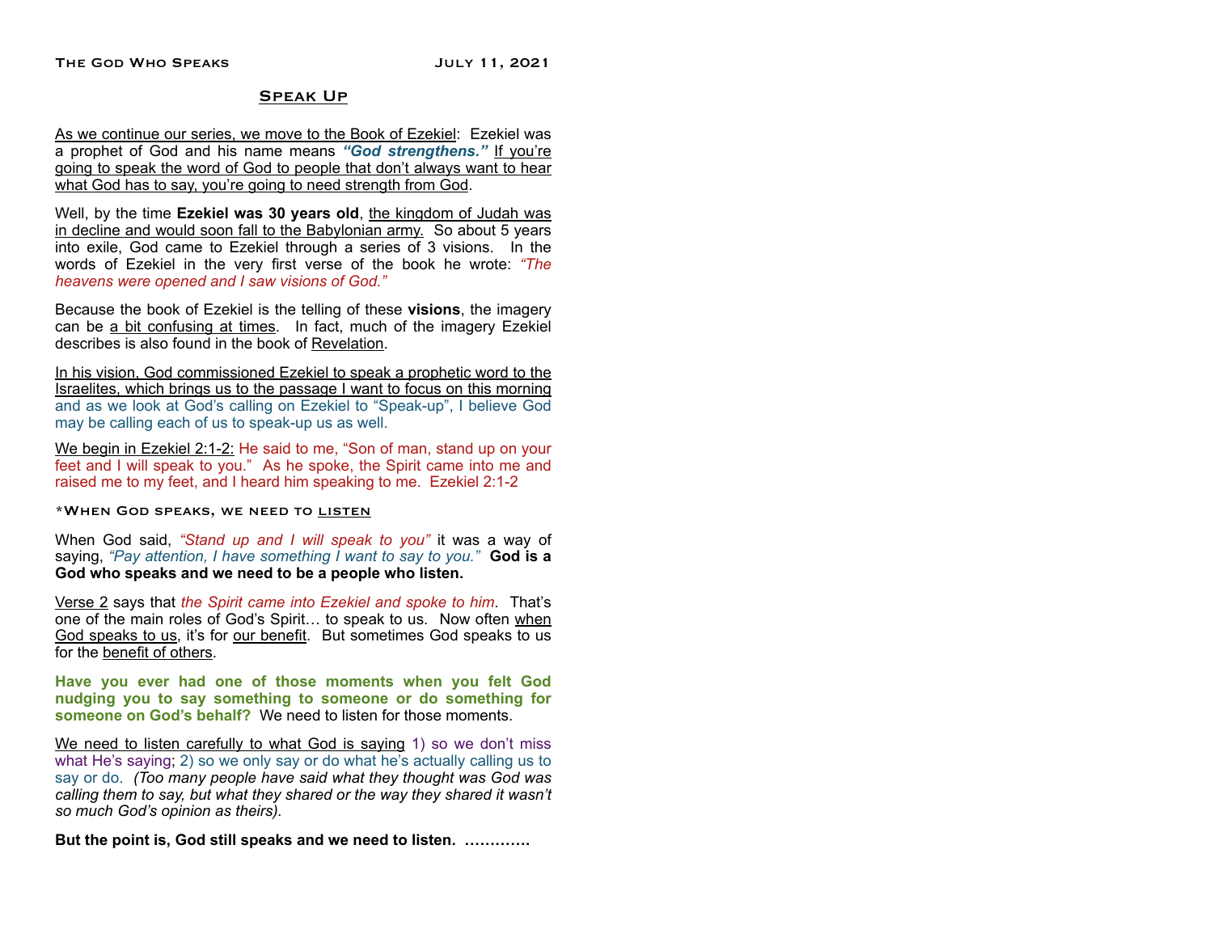## Speak Up

As we continue our series, we move to the Book of Ezekiel: Ezekiel was a prophet of God and his name means ***"God strengthens."*** If you're going to speak the word of God to people that don't always want to hear what God has to say, you're going to need strength from God.

Well, by the time **Ezekiel was 30 years old**, the kingdom of Judah was in decline and would soon fall to the Babylonian army. So about 5 years into exile, God came to Ezekiel through a series of 3 visions. In the words of Ezekiel in the very first verse of the book he wrote: *"The heavens were opened and I saw visions of God."*

Because the book of Ezekiel is the telling of these **visions**, the imagery can be a bit confusing at times. In fact, much of the imagery Ezekiel describes is also found in the book of Revelation.

In his vision, God commissioned Ezekiel to speak a prophetic word to the Israelites, which brings us to the passage I want to focus on this morning and as we look at God's calling on Ezekiel to "Speak-up", I believe God may be calling each of us to speak-up us as well.

We begin in Ezekiel 2:1-2: He said to me, "Son of man, stand up on your feet and I will speak to you." As he spoke, the Spirit came into me and raised me to my feet, and I heard him speaking to me. Ezekiel 2:1-2

### *When God speaks, we need to listen

When God said, *"Stand up and I will speak to you"* it was a way of saying, *"Pay attention, I have something I want to say to you."* **God is a God who speaks and we need to be a people who listen.**

Verse 2 says that *the Spirit came into Ezekiel and spoke to him*. That's one of the main roles of God's Spirit… to speak to us. Now often when God speaks to us, it's for our benefit. But sometimes God speaks to us for the benefit of others.

**Have you ever had one of those moments when you felt God nudging you to say something to someone or do something for someone on God's behalf?** We need to listen for those moments.

We need to listen carefully to what God is saying 1) so we don't miss what He's saying; 2) so we only say or do what he's actually calling us to say or do. *(Too many people have said what they thought was God was calling them to say, but what they shared or the way they shared it wasn't so much God's opinion as theirs).*

**But the point is, God still speaks and we need to listen. ………….**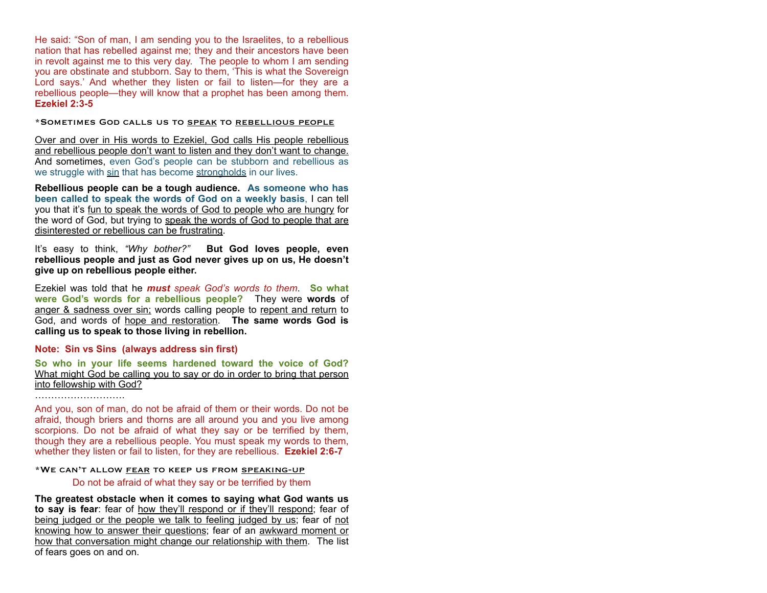He said: "Son of man, I am sending you to the Israelites, to a rebellious nation that has rebelled against me; they and their ancestors have been in revolt against me to this very day. The people to whom I am sending you are obstinate and stubborn. Say to them, 'This is what the Sovereign Lord says.' And whether they listen or fail to listen—for they are a rebellious people—they will know that a prophet has been among them. **Ezekiel 2:3-5**

### *Sometimes God calls us to speak to rebellious people

Over and over in His words to Ezekiel, God calls His people rebellious and rebellious people don't want to listen and they don't want to change. And sometimes, even God's people can be stubborn and rebellious as we struggle with sin that has become strongholds in our lives.

**Rebellious people can be a tough audience. As someone who has been called to speak the words of God on a weekly basis**, I can tell you that it's fun to speak the words of God to people who are hungry for the word of God, but trying to speak the words of God to people that are disinterested or rebellious can be frustrating.

It's easy to think, *"Why bother?"* **But God loves people, even rebellious people and just as God never gives up on us, He doesn't give up on rebellious people either.**

Ezekiel was told that he ***must*** *speak God's words to them*. **So what were God's words for a rebellious people?** They were **words** of anger & sadness over sin; words calling people to repent and return to God, and words of hope and restoration. **The same words God is calling us to speak to those living in rebellion.**

**Note: Sin vs Sins (always address sin first)**

**So who in your life seems hardened toward the voice of God?** What might God be calling you to say or do in order to bring that person into fellowship with God?

………………………

And you, son of man, do not be afraid of them or their words. Do not be afraid, though briers and thorns are all around you and you live among scorpions. Do not be afraid of what they say or be terrified by them, though they are a rebellious people. You must speak my words to them, whether they listen or fail to listen, for they are rebellious. **Ezekiel 2:6-7**

### *We can't allow fear to keep us from speaking-up

Do not be afraid of what they say or be terrified by them

**The greatest obstacle when it comes to saying what God wants us to say is fear**: fear of how they'll respond or if they'll respond; fear of being judged or the people we talk to feeling judged by us; fear of not knowing how to answer their questions; fear of an awkward moment or how that conversation might change our relationship with them. The list of fears goes on and on.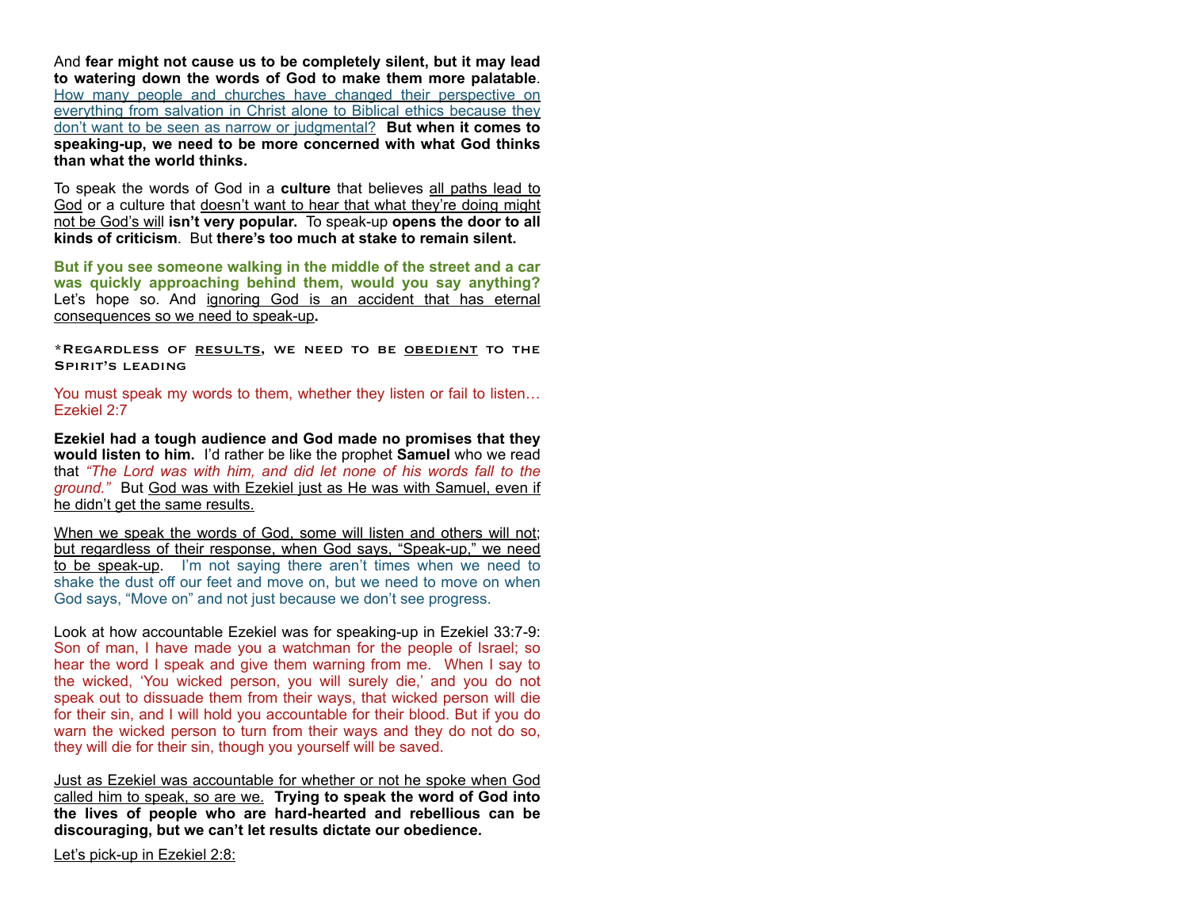And **fear might not cause us to be completely silent, but it may lead to watering down the words of God to make them more palatable**. How many people and churches have changed their perspective on everything from salvation in Christ alone to Biblical ethics because they don't want to be seen as narrow or judgmental? **But when it comes to speaking-up, we need to be more concerned with what God thinks than what the world thinks.**

To speak the words of God in a **culture** that believes all paths lead to God or a culture that doesn't want to hear that what they're doing might not be God's will **isn't very popular.** To speak-up **opens the door to all kinds of criticism**. But **there's too much at stake to remain silent.**

**But if you see someone walking in the middle of the street and a car was quickly approaching behind them, would you say anything?** Let's hope so. And ignoring God is an accident that has eternal consequences so we need to speak-up**.**

**\*Regardless of results, we need to be obedient to the Spirit's leading**

You must speak my words to them, whether they listen or fail to listen… Ezekiel 2:7

**Ezekiel had a tough audience and God made no promises that they would listen to him.** I'd rather be like the prophet **Samuel** who we read that *"The Lord was with him, and did let none of his words fall to the ground."* But God was with Ezekiel just as He was with Samuel, even if he didn't get the same results.

When we speak the words of God, some will listen and others will not; but regardless of their response, when God says, "Speak-up," we need to be speak-up. I'm not saying there aren't times when we need to shake the dust off our feet and move on, but we need to move on when God says, "Move on" and not just because we don't see progress.

Look at how accountable Ezekiel was for speaking-up in Ezekiel 33:7-9: Son of man, I have made you a watchman for the people of Israel; so hear the word I speak and give them warning from me. When I say to the wicked, 'You wicked person, you will surely die,' and you do not speak out to dissuade them from their ways, that wicked person will die for their sin, and I will hold you accountable for their blood. But if you do warn the wicked person to turn from their ways and they do not do so, they will die for their sin, though you yourself will be saved.

Just as Ezekiel was accountable for whether or not he spoke when God called him to speak, so are we. **Trying to speak the word of God into the lives of people who are hard-hearted and rebellious can be discouraging, but we can't let results dictate our obedience.**

Let's pick-up in Ezekiel 2:8: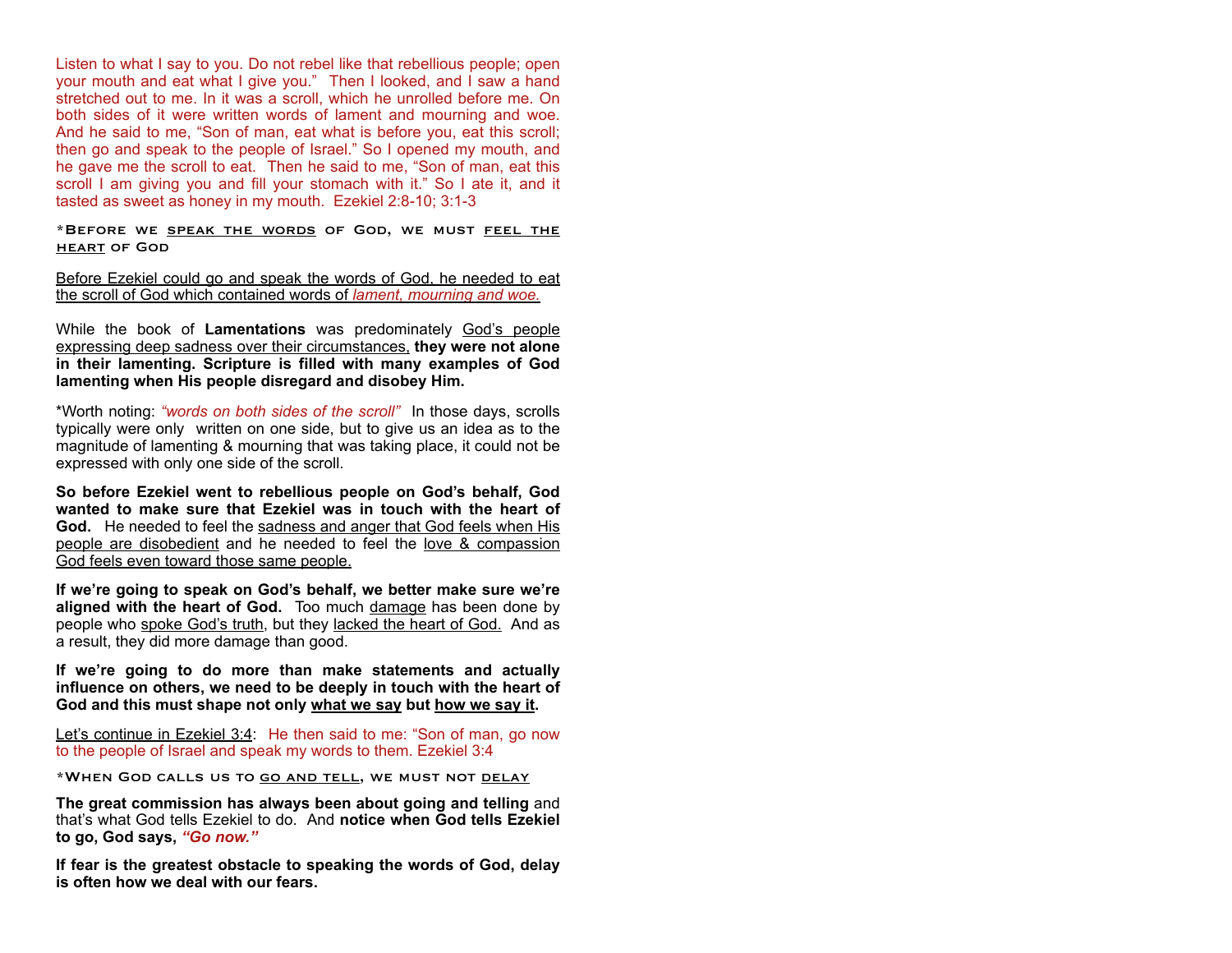Listen to what I say to you. Do not rebel like that rebellious people; open your mouth and eat what I give you."  Then I looked, and I saw a hand stretched out to me. In it was a scroll, which he unrolled before me. On both sides of it were written words of lament and mourning and woe. And he said to me, "Son of man, eat what is before you, eat this scroll; then go and speak to the people of Israel." So I opened my mouth, and he gave me the scroll to eat.  Then he said to me, "Son of man, eat this scroll I am giving you and fill your stomach with it." So I ate it, and it tasted as sweet as honey in my mouth.  Ezekiel 2:8-10; 3:1-3

### *Before we speak the words of God, we must feel the heart of God

Before Ezekiel could go and speak the words of God, he needed to eat the scroll of God which contained words of *lament, mourning and woe.*

While the book of **Lamentations** was predominately God's people expressing deep sadness over their circumstances, **they were not alone in their lamenting. Scripture is filled with many examples of God lamenting when His people disregard and disobey Him.**

*Worth noting: *"words on both sides of the scroll"*  In those days, scrolls typically were only  written on one side, but to give us an idea as to the magnitude of lamenting & mourning that was taking place, it could not be expressed with only one side of the scroll.

**So before Ezekiel went to rebellious people on God's behalf, God wanted to make sure that Ezekiel was in touch with the heart of God.**  He needed to feel the sadness and anger that God feels when His people are disobedient and he needed to feel the love & compassion God feels even toward those same people.

**If we're going to speak on God's behalf, we better make sure we're aligned with the heart of God.**  Too much damage has been done by people who spoke God's truth, but they lacked the heart of God.  And as a result, they did more damage than good.

**If we're going to do more than make statements and actually influence on others, we need to be deeply in touch with the heart of God and this must shape not only what we say but how we say it.**

Let's continue in Ezekiel 3:4:  He then said to me: "Son of man, go now to the people of Israel and speak my words to them. Ezekiel 3:4

### *When God calls us to go and tell, we must not delay

**The great commission has always been about going and telling** and that's what God tells Ezekiel to do.  And **notice when God tells Ezekiel to go, God says, *"Go now."***

**If fear is the greatest obstacle to speaking the words of God, delay is often how we deal with our fears.**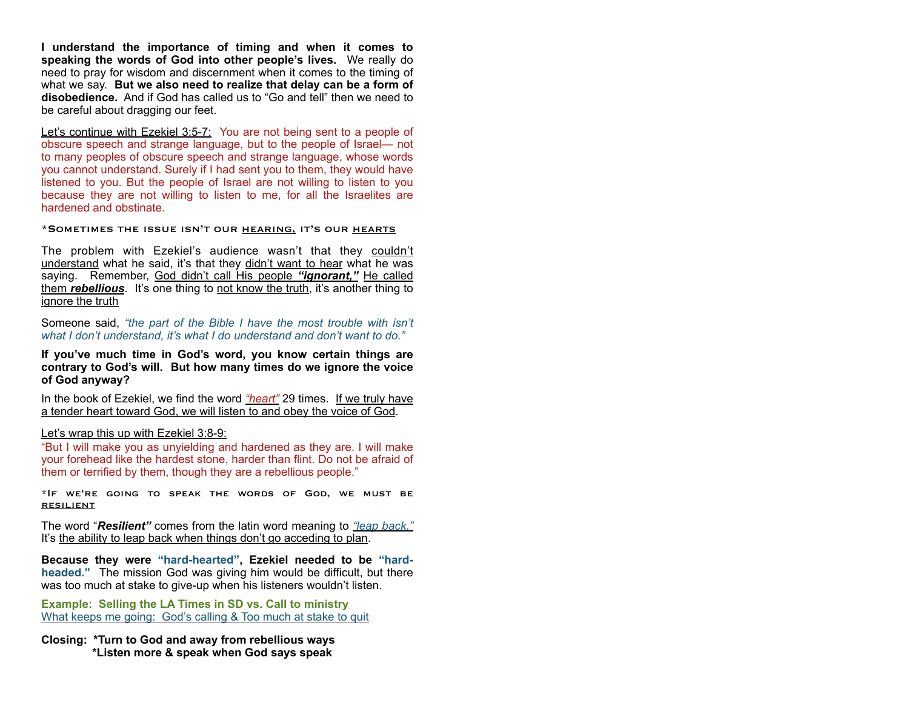**I understand the importance of timing and when it comes to speaking the words of God into other people's lives.** We really do need to pray for wisdom and discernment when it comes to the timing of what we say. **But we also need to realize that delay can be a form of disobedience.** And if God has called us to "Go and tell" then we need to be careful about dragging our feet.

<u>Let's continue with Ezekiel 3:5-7:</u> You are not being sent to a people of obscure speech and strange language, but to the people of Israel— not to many peoples of obscure speech and strange language, whose words you cannot understand. Surely if I had sent you to them, they would have listened to you. But the people of Israel are not willing to listen to you because they are not willing to listen to me, for all the Israelites are hardened and obstinate.

### *Sometimes the issue isn't our <u>hearing,</u> it's our <u>hearts</u>

The problem with Ezekiel's audience wasn't that they <u>couldn't understand</u> what he said, it's that they <u>didn't want to hear</u> what he was saying. Remember, <u>God didn't call His people **_"ignorant,"_**</u> <u>He called them **_rebellious_**</u>. It's one thing to <u>not know the truth</u>, it's another thing to <u>ignore the truth</u>

Someone said, *"the part of the Bible I have the most trouble with isn't what I don't understand, it's what I do understand and don't want to do."*

**If you've much time in God's word, you know certain things are contrary to God's will. But how many times do we ignore the voice of God anyway?**

In the book of Ezekiel, we find the word <u>*"heart"*</u> 29 times. <u>If we truly have a tender heart toward God, we will listen to and obey the voice of God</u>.

<u>Let's wrap this up with Ezekiel 3:8-9:</u>

"But I will make you as unyielding and hardened as they are. I will make your forehead like the hardest stone, harder than flint. Do not be afraid of them or terrified by them, though they are a rebellious people."

### *If we're going to speak the words of God, we must be <u>resilient</u>

The word "**_Resilient"_** comes from the latin word meaning to <u>*"leap back."*</u> It's <u>the ability to leap back when things don't go acceding to plan</u>.

**Because they were "hard-hearted", Ezekiel needed to be "hard-headed."** The mission God was giving him would be difficult, but there was too much at stake to give-up when his listeners wouldn't listen.

**Example: Selling the LA Times in SD vs. Call to ministry**
<u>What keeps me going: God's calling & Too much at stake to quit</u>

**Closing: *Turn to God and away from rebellious ways**
**\*Listen more & speak when God says speak**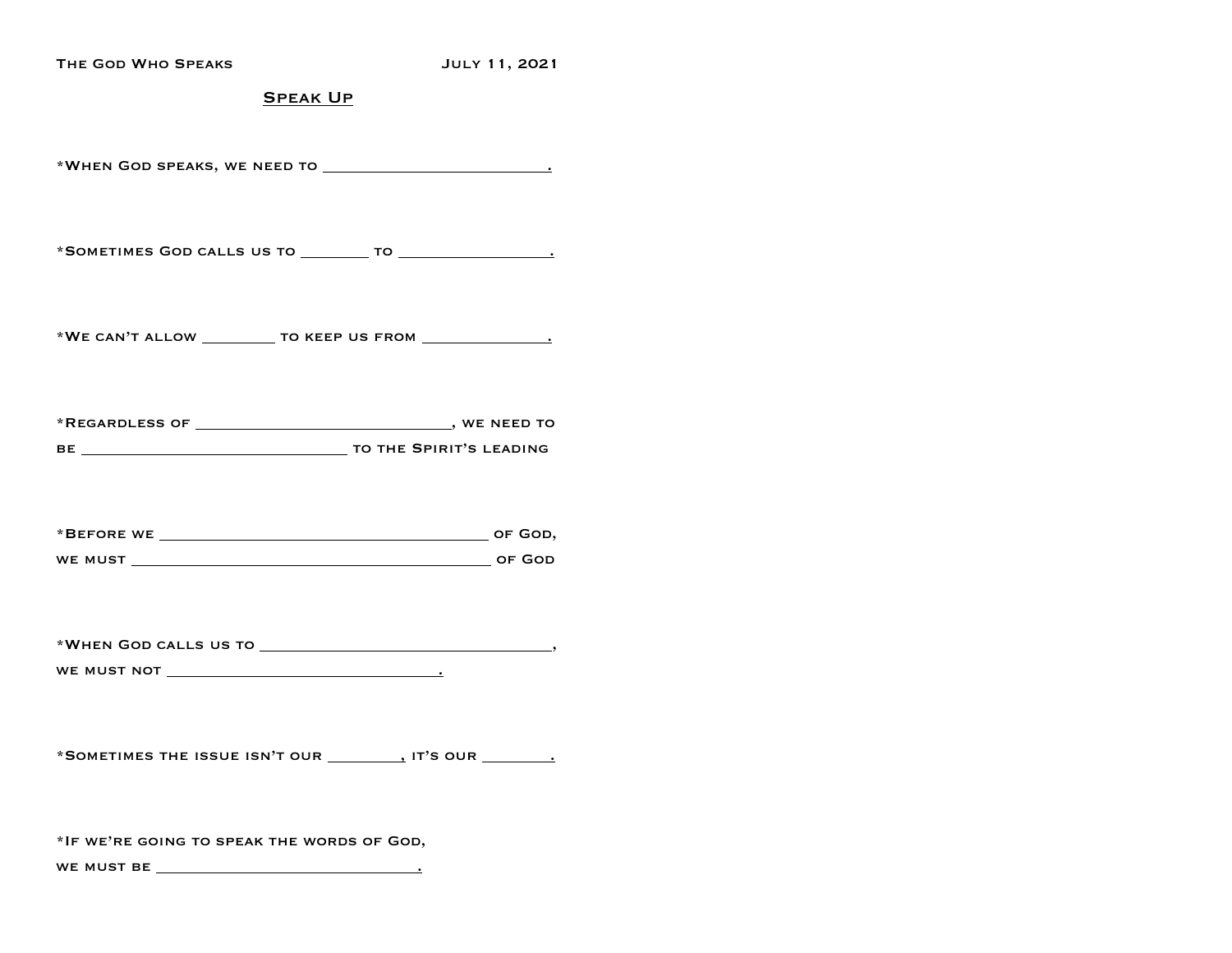The God Who Speaks July 11, 2021

## Speak Up

*When God speaks, we need to ________________________.

*Sometimes God calls us to ________ to ________________.

*We can't allow _________ to keep us from ______________.

*Regardless of ____________________________, we need to be ______________________________ to the Spirit's leading

*Before we ______________________________________ of God, we must __________________________________________ of God

*When God calls us to __________________________________, we must not ______________________________.

*Sometimes the issue isn't our ________, it's our ________.

*If we're going to speak the words of God, we must be ______________________________.